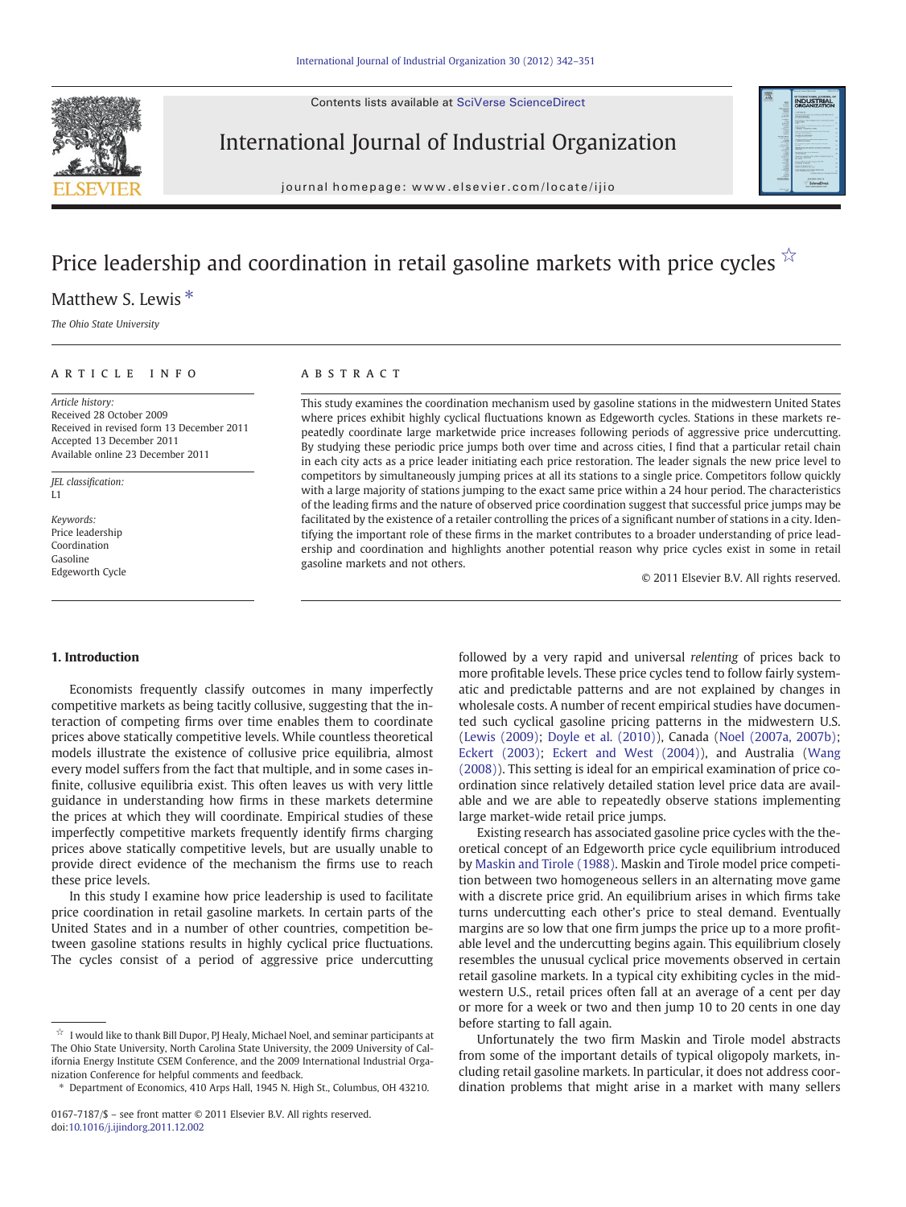Contents lists available at SciVerse ScienceDirect

International Journal of Industrial Organization

journal homepage: www.elsevier.com/locate/ijio

# Price leadership and coordination in retail gasoline markets with price cycles ☆

Matthew S. Lewis *

*The Ohio State University*

## ARTICLE INFO

*Article history:*
Received 28 October 2009
Received in revised form 13 December 2011
Accepted 13 December 2011
Available online 23 December 2011

*JEL classification:*
L1

*Keywords:*
Price leadership
Coordination
Gasoline
Edgeworth Cycle

## ABSTRACT

This study examines the coordination mechanism used by gasoline stations in the midwestern United States where prices exhibit highly cyclical fluctuations known as Edgeworth cycles. Stations in these markets repeatedly coordinate large marketwide price increases following periods of aggressive price undercutting. By studying these periodic price jumps both over time and across cities, I find that a particular retail chain in each city acts as a price leader initiating each price restoration. The leader signals the new price level to competitors by simultaneously jumping prices at all its stations to a single price. Competitors follow quickly with a large majority of stations jumping to the exact same price within a 24 hour period. The characteristics of the leading firms and the nature of observed price coordination suggest that successful price jumps may be facilitated by the existence of a retailer controlling the prices of a significant number of stations in a city. Identifying the important role of these firms in the market contributes to a broader understanding of price leadership and coordination and highlights another potential reason why price cycles exist in some in retail gasoline markets and not others.

© 2011 Elsevier B.V. All rights reserved.

## 1. Introduction

Economists frequently classify outcomes in many imperfectly competitive markets as being tacitly collusive, suggesting that the interaction of competing firms over time enables them to coordinate prices above statically competitive levels. While countless theoretical models illustrate the existence of collusive price equilibria, almost every model suffers from the fact that multiple, and in some cases infinite, collusive equilibria exist. This often leaves us with very little guidance in understanding how firms in these markets determine the prices at which they will coordinate. Empirical studies of these imperfectly competitive markets frequently identify firms charging prices above statically competitive levels, but are usually unable to provide direct evidence of the mechanism the firms use to reach these price levels.

In this study I examine how price leadership is used to facilitate price coordination in retail gasoline markets. In certain parts of the United States and in a number of other countries, competition between gasoline stations results in highly cyclical price fluctuations. The cycles consist of a period of aggressive price undercutting followed by a very rapid and universal *relenting* of prices back to more profitable levels. These price cycles tend to follow fairly systematic and predictable patterns and are not explained by changes in wholesale costs. A number of recent empirical studies have documented such cyclical gasoline pricing patterns in the midwestern U.S. (Lewis (2009); Doyle et al. (2010)), Canada (Noel (2007a, 2007b); Eckert (2003); Eckert and West (2004)), and Australia (Wang (2008)). This setting is ideal for an empirical examination of price coordination since relatively detailed station level price data are available and we are able to repeatedly observe stations implementing large market-wide retail price jumps.

Existing research has associated gasoline price cycles with the theoretical concept of an Edgeworth price cycle equilibrium introduced by Maskin and Tirole (1988). Maskin and Tirole model price competition between two homogeneous sellers in an alternating move game with a discrete price grid. An equilibrium arises in which firms take turns undercutting each other's price to steal demand. Eventually margins are so low that one firm jumps the price up to a more profitable level and the undercutting begins again. This equilibrium closely resembles the unusual cyclical price movements observed in certain retail gasoline markets. In a typical city exhibiting cycles in the midwestern U.S., retail prices often fall at an average of a cent per day or more for a week or two and then jump 10 to 20 cents in one day before starting to fall again.

Unfortunately the two firm Maskin and Tirole model abstracts from some of the important details of typical oligopoly markets, including retail gasoline markets. In particular, it does not address coordination problems that might arise in a market with many sellers

☆ I would like to thank Bill Dupor, PJ Healy, Michael Noel, and seminar participants at The Ohio State University, North Carolina State University, the 2009 University of California Energy Institute CSEM Conference, and the 2009 International Industrial Organization Conference for helpful comments and feedback.

\* Department of Economics, 410 Arps Hall, 1945 N. High St., Columbus, OH 43210.

0167-7187/$ – see front matter © 2011 Elsevier B.V. All rights reserved.
doi:10.1016/j.ijindorg.2011.12.002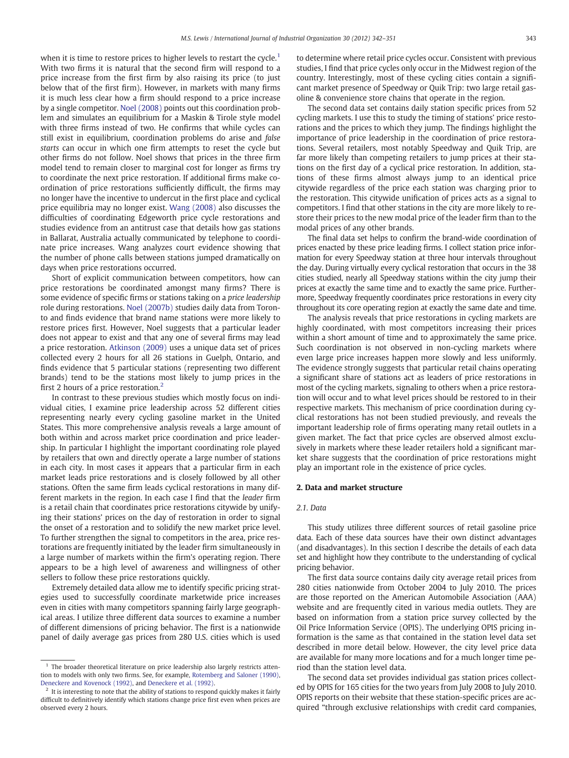when it is time to restore prices to higher levels to restart the cycle.[1] With two firms it is natural that the second firm will respond to a price increase from the first firm by also raising its price (to just below that of the first firm). However, in markets with many firms it is much less clear how a firm should respond to a price increase by a single competitor. Noel (2008) points out this coordination problem and simulates an equilibrium for a Maskin & Tirole style model with three firms instead of two. He confirms that while cycles can still exist in equilibrium, coordination problems do arise and *false starts* can occur in which one firm attempts to reset the cycle but other firms do not follow. Noel shows that prices in the three firm model tend to remain closer to marginal cost for longer as firms try to coordinate the next price restoration. If additional firms make coordination of price restorations sufficiently difficult, the firms may no longer have the incentive to undercut in the first place and cyclical price equilibria may no longer exist. Wang (2008) also discusses the difficulties of coordinating Edgeworth price cycle restorations and studies evidence from an antitrust case that details how gas stations in Ballarat, Australia actually communicated by telephone to coordinate price increases. Wang analyzes court evidence showing that the number of phone calls between stations jumped dramatically on days when price restorations occurred.

Short of explicit communication between competitors, how can price restorations be coordinated amongst many firms? There is some evidence of specific firms or stations taking on a *price leadership* role during restorations. Noel (2007b) studies daily data from Toronto and finds evidence that brand name stations were more likely to restore prices first. However, Noel suggests that a particular leader does not appear to exist and that any one of several firms may lead a price restoration. Atkinson (2009) uses a unique data set of prices collected every 2 hours for all 26 stations in Guelph, Ontario, and finds evidence that 5 particular stations (representing two different brands) tend to be the stations most likely to jump prices in the first 2 hours of a price restoration.[2]

In contrast to these previous studies which mostly focus on individual cities, I examine price leadership across 52 different cities representing nearly every cycling gasoline market in the United States. This more comprehensive analysis reveals a large amount of both within and across market price coordination and price leadership. In particular I highlight the important coordinating role played by retailers that own and directly operate a large number of stations in each city. In most cases it appears that a particular firm in each market leads price restorations and is closely followed by all other stations. Often the same firm leads cyclical restorations in many different markets in the region. In each case I find that the *leader* firm is a retail chain that coordinates price restorations citywide by unifying their stations' prices on the day of restoration in order to signal the onset of a restoration and to solidify the new market price level. To further strengthen the signal to competitors in the area, price restorations are frequently initiated by the leader firm simultaneously in a large number of markets within the firm's operating region. There appears to be a high level of awareness and willingness of other sellers to follow these price restorations quickly.

Extremely detailed data allow me to identify specific pricing strategies used to successfully coordinate marketwide price increases even in cities with many competitors spanning fairly large geographical areas. I utilize three different data sources to examine a number of different dimensions of pricing behavior. The first is a nationwide panel of daily average gas prices from 280 U.S. cities which is used to determine where retail price cycles occur. Consistent with previous studies, I find that price cycles only occur in the Midwest region of the country. Interestingly, most of these cycling cities contain a significant market presence of Speedway or Quik Trip: two large retail gasoline & convenience store chains that operate in the region.

The second data set contains daily station specific prices from 52 cycling markets. I use this to study the timing of stations' price restorations and the prices to which they jump. The findings highlight the importance of price leadership in the coordination of price restorations. Several retailers, most notably Speedway and Quik Trip, are far more likely than competing retailers to jump prices at their stations on the first day of a cyclical price restoration. In addition, stations of these firms almost always jump to an identical price citywide regardless of the price each station was charging prior to the restoration. This citywide unification of prices acts as a signal to competitors. I find that other stations in the city are more likely to restore their prices to the new modal price of the leader firm than to the modal prices of any other brands.

The final data set helps to confirm the brand-wide coordination of prices enacted by these price leading firms. I collect station price information for every Speedway station at three hour intervals throughout the day. During virtually every cyclical restoration that occurs in the 38 cities studied, nearly all Speedway stations within the city jump their prices at exactly the same time and to exactly the same price. Furthermore, Speedway frequently coordinates price restorations in every city throughout its core operating region at exactly the same date and time.

The analysis reveals that price restorations in cycling markets are highly coordinated, with most competitors increasing their prices within a short amount of time and to approximately the same price. Such coordination is not observed in non-cycling markets where even large price increases happen more slowly and less uniformly. The evidence strongly suggests that particular retail chains operating a significant share of stations act as leaders of price restorations in most of the cycling markets, signaling to others when a price restoration will occur and to what level prices should be restored to in their respective markets. This mechanism of price coordination during cyclical restorations has not been studied previously, and reveals the important leadership role of firms operating many retail outlets in a given market. The fact that price cycles are observed almost exclusively in markets where these leader retailers hold a significant market share suggests that the coordination of price restorations might play an important role in the existence of price cycles.

## 2. Data and market structure

### 2.1. Data

This study utilizes three different sources of retail gasoline price data. Each of these data sources have their own distinct advantages (and disadvantages). In this section I describe the details of each data set and highlight how they contribute to the understanding of cyclical pricing behavior.

The first data source contains daily city average retail prices from 280 cities nationwide from October 2004 to July 2010. The prices are those reported on the American Automobile Association (AAA) website and are frequently cited in various media outlets. They are based on information from a station price survey collected by the Oil Price Information Service (OPIS). The underlying OPIS pricing information is the same as that contained in the station level data set described in more detail below. However, the city level price data are available for many more locations and for a much longer time period than the station level data.

The second data set provides individual gas station prices collected by OPIS for 165 cities for the two years from July 2008 to July 2010. OPIS reports on their website that these station-specific prices are acquired "through exclusive relationships with credit card companies,

[1] The broader theoretical literature on price leadership also largely restricts attention to models with only two firms. See, for example, Rotemberg and Saloner (1990), Deneckere and Kovenock (1992), and Deneckere et al. (1992).

[2] It is interesting to note that the ability of stations to respond quickly makes it fairly difficult to definitively identify which stations change price first even when prices are observed every 2 hours.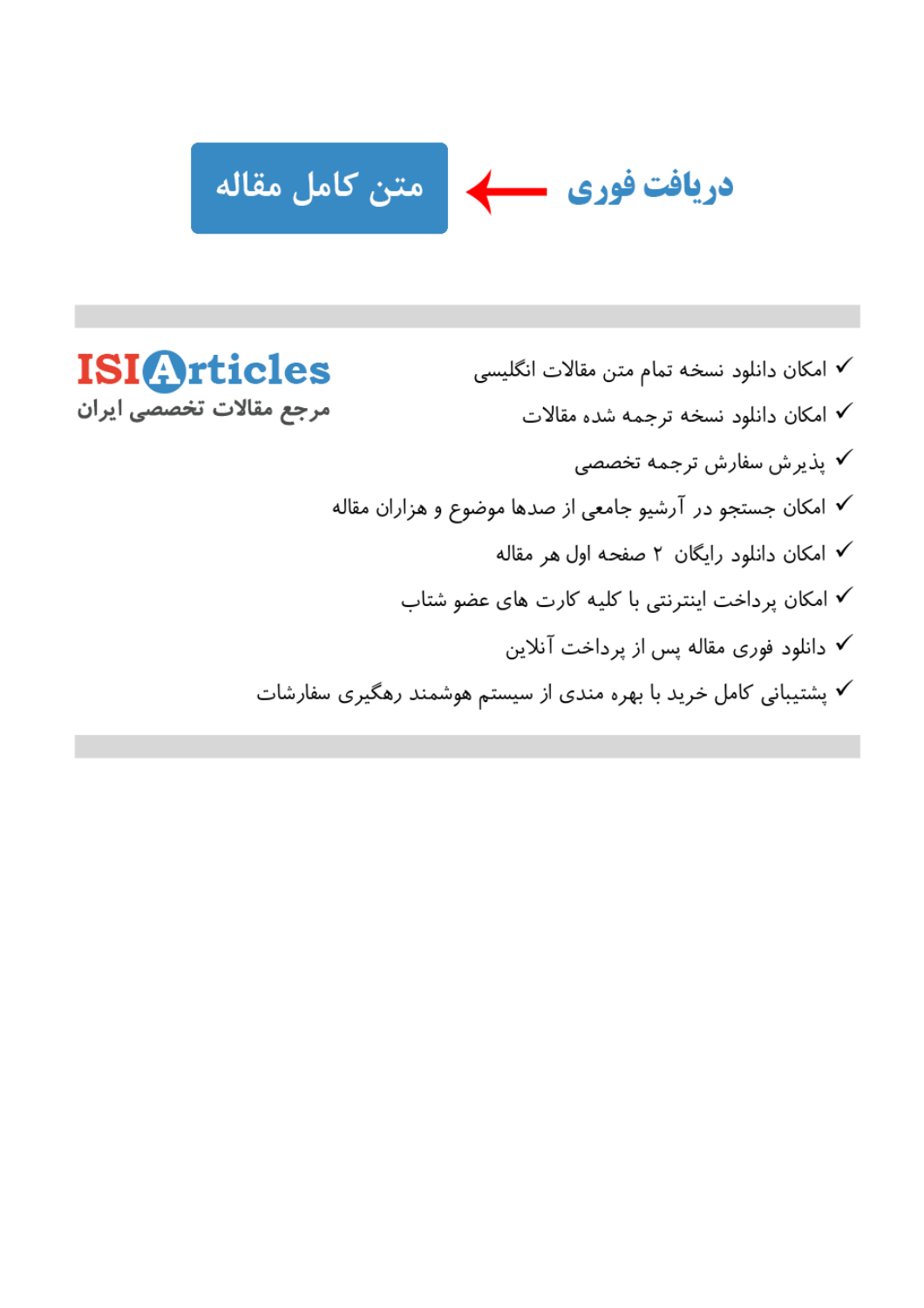دریافت فوری ← متن کامل مقاله

ISIArticles
مرجع مقالات تخصصی ایران

- ✓ امکان دانلود نسخه تمام متن مقالات انگلیسی
- ✓ امکان دانلود نسخه ترجمه شده مقالات
- ✓ پذیرش سفارش ترجمه تخصصی
- ✓ امکان جستجو در آرشیو جامعی از صدها موضوع و هزاران مقاله
- ✓ امکان دانلود رایگان ۲ صفحه اول هر مقاله
- ✓ امکان پرداخت اینترنتی با کلیه کارت های عضو شتاب
- ✓ دانلود فوری مقاله پس از پرداخت آنلاین
- ✓ پشتیبانی کامل خرید با بهره مندی از سیستم هوشمند رهگیری سفارشات